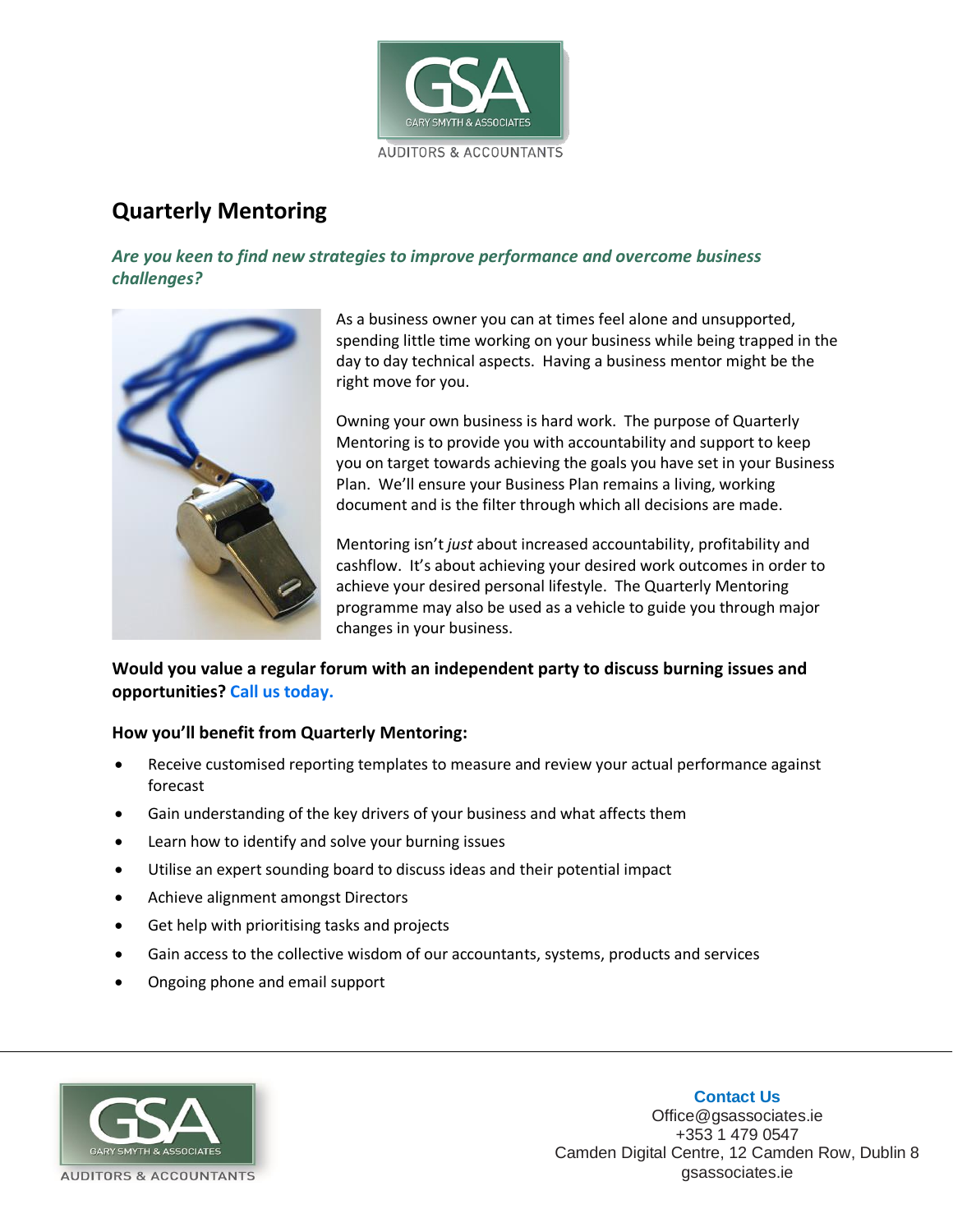GARY SMYTH & ASSOCIATES

AUDITORS & ACCOUNTANTS

# Quarterly Mentoring

***Are you keen to find new strategies to improve performance and overcome business challenges?***

As a business owner you can at times feel alone and unsupported, spending little time working on your business while being trapped in the day to day technical aspects. Having a business mentor might be the right move for you.

Owning your own business is hard work. The purpose of Quarterly Mentoring is to provide you with accountability and support to keep you on target towards achieving the goals you have set in your Business Plan. We'll ensure your Business Plan remains a living, working document and is the filter through which all decisions are made.

Mentoring isn't *just* about increased accountability, profitability and cashflow. It's about achieving your desired work outcomes in order to achieve your desired personal lifestyle. The Quarterly Mentoring programme may also be used as a vehicle to guide you through major changes in your business.

**Would you value a regular forum with an independent party to discuss burning issues and opportunities? Call us today.**

**How you'll benefit from Quarterly Mentoring:**

- Receive customised reporting templates to measure and review your actual performance against forecast
- Gain understanding of the key drivers of your business and what affects them
- Learn how to identify and solve your burning issues
- Utilise an expert sounding board to discuss ideas and their potential impact
- Achieve alignment amongst Directors
- Get help with prioritising tasks and projects
- Gain access to the collective wisdom of our accountants, systems, products and services
- Ongoing phone and email support

**Contact Us**
Office@gsassociates.ie
+353 1 479 0547
Camden Digital Centre, 12 Camden Row, Dublin 8
gsassociates.ie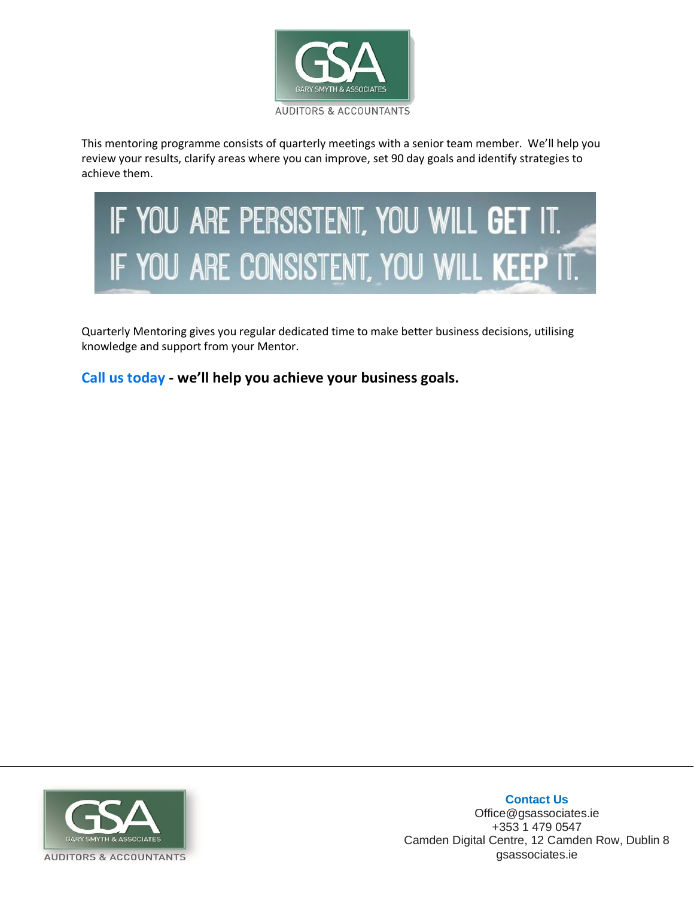This mentoring programme consists of quarterly meetings with a senior team member. We'll help you review your results, clarify areas where you can improve, set 90 day goals and identify strategies to achieve them.

IF YOU ARE PERSISTENT, YOU WILL **GET** IT.
IF YOU ARE CONSISTENT, YOU WILL **KEEP** IT.

Quarterly Mentoring gives you regular dedicated time to make better business decisions, utilising knowledge and support from your Mentor.

**Call us today - we'll help you achieve your business goals.**

**Contact Us**
Office@gsassociates.ie
+353 1 479 0547
Camden Digital Centre, 12 Camden Row, Dublin 8
gsassociates.ie